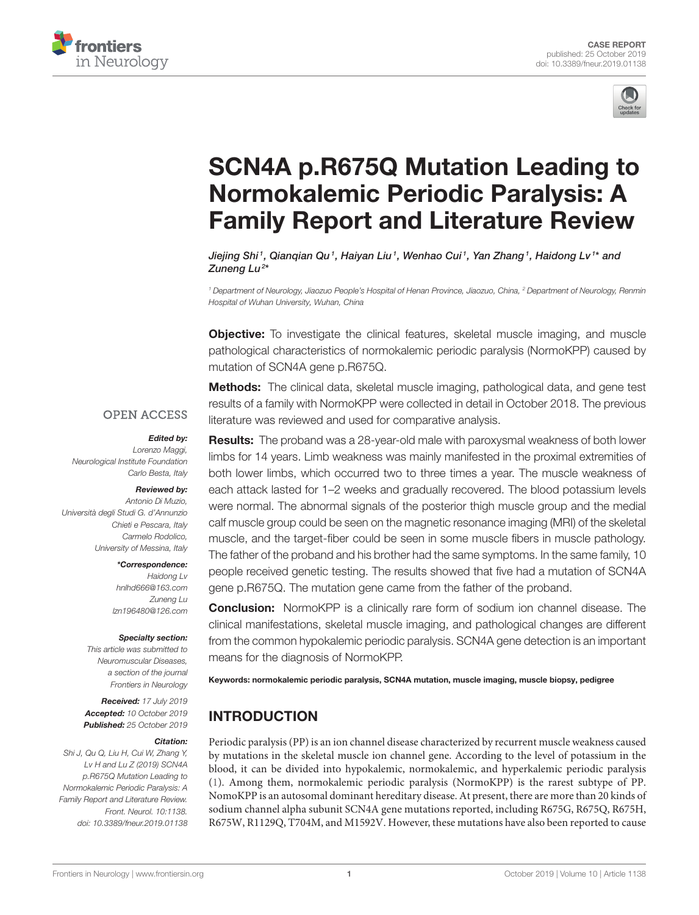CASE REPORT
published: 25 October 2019
doi: 10.3389/fneur.2019.01138

# SCN4A p.R675Q Mutation Leading to Normokalemic Periodic Paralysis: A Family Report and Literature Review

*Jiejing Shi[1], Qianqian Qu[1], Haiyan Liu[1], Wenhao Cui[1], Yan Zhang[1], Haidong Lv[1]* and Zuneng Lu[2]**

[1] *Department of Neurology, Jiaozuo People's Hospital of Henan Province, Jiaozuo, China,* [2] *Department of Neurology, Renmin Hospital of Wuhan University, Wuhan, China*

**Objective:** To investigate the clinical features, skeletal muscle imaging, and muscle pathological characteristics of normokalemic periodic paralysis (NormoKPP) caused by mutation of SCN4A gene p.R675Q.

**Methods:** The clinical data, skeletal muscle imaging, pathological data, and gene test results of a family with NormoKPP were collected in detail in October 2018. The previous literature was reviewed and used for comparative analysis.

**Results:** The proband was a 28-year-old male with paroxysmal weakness of both lower limbs for 14 years. Limb weakness was mainly manifested in the proximal extremities of both lower limbs, which occurred two to three times a year. The muscle weakness of each attack lasted for 1–2 weeks and gradually recovered. The blood potassium levels were normal. The abnormal signals of the posterior thigh muscle group and the medial calf muscle group could be seen on the magnetic resonance imaging (MRI) of the skeletal muscle, and the target-fiber could be seen in some muscle fibers in muscle pathology. The father of the proband and his brother had the same symptoms. In the same family, 10 people received genetic testing. The results showed that five had a mutation of SCN4A gene p.R675Q. The mutation gene came from the father of the proband.

**Conclusion:** NormoKPP is a clinically rare form of sodium ion channel disease. The clinical manifestations, skeletal muscle imaging, and pathological changes are different from the common hypokalemic periodic paralysis. SCN4A gene detection is an important means for the diagnosis of NormoKPP.

**Keywords: normokalemic periodic paralysis, SCN4A mutation, muscle imaging, muscle biopsy, pedigree**

OPEN ACCESS

***Edited by:***
*Lorenzo Maggi, Neurological Institute Foundation Carlo Besta, Italy*

***Reviewed by:***
*Antonio Di Muzio, Università degli Studi G. d'Annunzio Chieti e Pescara, Italy*
*Carmelo Rodolico, University of Messina, Italy*

***\*Correspondence:***
*Haidong Lv*
*hnlhd666@163.com*
*Zuneng Lu*
*lzn196480@126.com*

***Specialty section:***
*This article was submitted to Neuromuscular Diseases, a section of the journal Frontiers in Neurology*

***Received:*** *17 July 2019*
***Accepted:*** *10 October 2019*
***Published:*** *25 October 2019*

***Citation:***
*Shi J, Qu Q, Liu H, Cui W, Zhang Y, Lv H and Lu Z (2019) SCN4A p.R675Q Mutation Leading to Normokalemic Periodic Paralysis: A Family Report and Literature Review. Front. Neurol. 10:1138. doi: 10.3389/fneur.2019.01138*

## INTRODUCTION

Periodic paralysis (PP) is an ion channel disease characterized by recurrent muscle weakness caused by mutations in the skeletal muscle ion channel gene. According to the level of potassium in the blood, it can be divided into hypokalemic, normokalemic, and hyperkalemic periodic paralysis (1). Among them, normokalemic periodic paralysis (NormoKPP) is the rarest subtype of PP. NomoKPP is an autosomal dominant hereditary disease. At present, there are more than 20 kinds of sodium channel alpha subunit SCN4A gene mutations reported, including R675G, R675Q, R675H, R675W, R1129Q, T704M, and M1592V. However, these mutations have also been reported to cause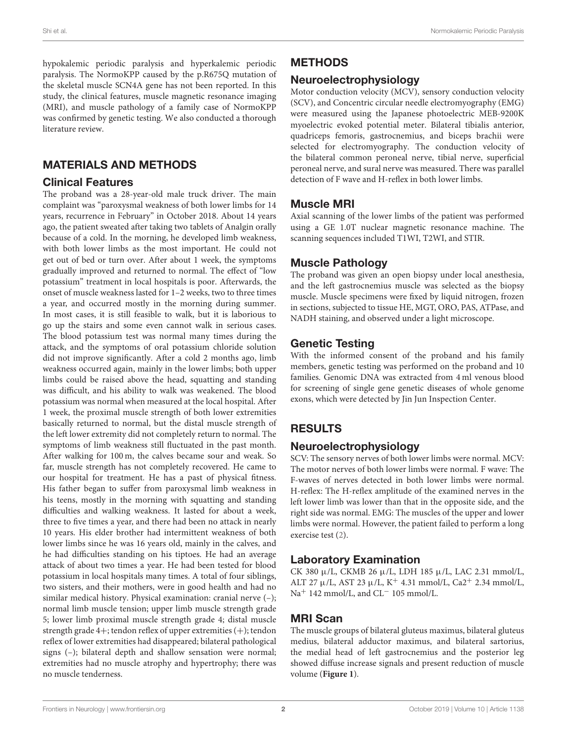hypokalemic periodic paralysis and hyperkalemic periodic paralysis. The NormoKPP caused by the p.R675Q mutation of the skeletal muscle SCN4A gene has not been reported. In this study, the clinical features, muscle magnetic resonance imaging (MRI), and muscle pathology of a family case of NormoKPP was confirmed by genetic testing. We also conducted a thorough literature review.

## MATERIALS AND METHODS

### Clinical Features

The proband was a 28-year-old male truck driver. The main complaint was "paroxysmal weakness of both lower limbs for 14 years, recurrence in February" in October 2018. About 14 years ago, the patient sweated after taking two tablets of Analgin orally because of a cold. In the morning, he developed limb weakness, with both lower limbs as the most important. He could not get out of bed or turn over. After about 1 week, the symptoms gradually improved and returned to normal. The effect of "low potassium" treatment in local hospitals is poor. Afterwards, the onset of muscle weakness lasted for 1–2 weeks, two to three times a year, and occurred mostly in the morning during summer. In most cases, it is still feasible to walk, but it is laborious to go up the stairs and some even cannot walk in serious cases. The blood potassium test was normal many times during the attack, and the symptoms of oral potassium chloride solution did not improve significantly. After a cold 2 months ago, limb weakness occurred again, mainly in the lower limbs; both upper limbs could be raised above the head, squatting and standing was difficult, and his ability to walk was weakened. The blood potassium was normal when measured at the local hospital. After 1 week, the proximal muscle strength of both lower extremities basically returned to normal, but the distal muscle strength of the left lower extremity did not completely return to normal. The symptoms of limb weakness still fluctuated in the past month. After walking for 100 m, the calves became sour and weak. So far, muscle strength has not completely recovered. He came to our hospital for treatment. He has a past of physical fitness. His father began to suffer from paroxysmal limb weakness in his teens, mostly in the morning with squatting and standing difficulties and walking weakness. It lasted for about a week, three to five times a year, and there had been no attack in nearly 10 years. His elder brother had intermittent weakness of both lower limbs since he was 16 years old, mainly in the calves, and he had difficulties standing on his tiptoes. He had an average attack of about two times a year. He had been tested for blood potassium in local hospitals many times. A total of four siblings, two sisters, and their mothers, were in good health and had no similar medical history. Physical examination: cranial nerve (–); normal limb muscle tension; upper limb muscle strength grade 5; lower limb proximal muscle strength grade 4; distal muscle strength grade 4+; tendon reflex of upper extremities (+); tendon reflex of lower extremities had disappeared; bilateral pathological signs (–); bilateral depth and shallow sensation were normal; extremities had no muscle atrophy and hypertrophy; there was no muscle tenderness.

## METHODS

### Neuroelectrophysiology

Motor conduction velocity (MCV), sensory conduction velocity (SCV), and Concentric circular needle electromyography (EMG) were measured using the Japanese photoelectric MEB-9200K myoelectric evoked potential meter. Bilateral tibialis anterior, quadriceps femoris, gastrocnemius, and biceps brachii were selected for electromyography. The conduction velocity of the bilateral common peroneal nerve, tibial nerve, superficial peroneal nerve, and sural nerve was measured. There was parallel detection of F wave and H-reflex in both lower limbs.

### Muscle MRI

Axial scanning of the lower limbs of the patient was performed using a GE 1.0T nuclear magnetic resonance machine. The scanning sequences included T1WI, T2WI, and STIR.

### Muscle Pathology

The proband was given an open biopsy under local anesthesia, and the left gastrocnemius muscle was selected as the biopsy muscle. Muscle specimens were fixed by liquid nitrogen, frozen in sections, subjected to tissue HE, MGT, ORO, PAS, ATPase, and NADH staining, and observed under a light microscope.

### Genetic Testing

With the informed consent of the proband and his family members, genetic testing was performed on the proband and 10 families. Genomic DNA was extracted from 4 ml venous blood for screening of single gene genetic diseases of whole genome exons, which were detected by Jin Jun Inspection Center.

## RESULTS

### Neuroelectrophysiology

SCV: The sensory nerves of both lower limbs were normal. MCV: The motor nerves of both lower limbs were normal. F wave: The F-waves of nerves detected in both lower limbs were normal. H-reflex: The H-reflex amplitude of the examined nerves in the left lower limb was lower than that in the opposite side, and the right side was normal. EMG: The muscles of the upper and lower limbs were normal. However, the patient failed to perform a long exercise test (2).

### Laboratory Examination

CK 380 μ/L, CKMB 26 μ/L, LDH 185 μ/L, LAC 2.31 mmol/L, ALT 27 μ/L, AST 23 μ/L, $K^+$ 4.31 mmol/L, $Ca2^+$ 2.34 mmol/L, $Na^+$ 142 mmol/L, and $CL^-$ 105 mmol/L.

### MRI Scan

The muscle groups of bilateral gluteus maximus, bilateral gluteus medius, bilateral adductor maximus, and bilateral sartorius, the medial head of left gastrocnemius and the posterior leg showed diffuse increase signals and present reduction of muscle volume (**Figure 1**).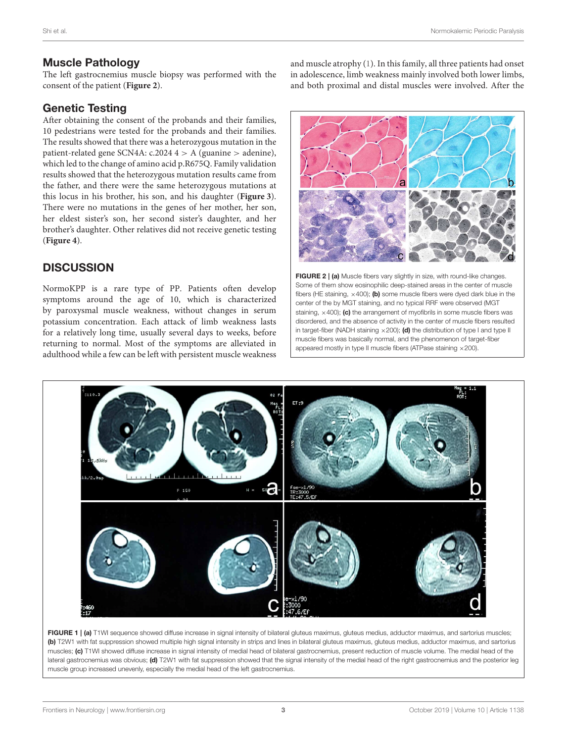## Muscle Pathology

The left gastrocnemius muscle biopsy was performed with the consent of the patient (**Figure 2**).

## Genetic Testing

After obtaining the consent of the probands and their families, 10 pedestrians were tested for the probands and their families. The results showed that there was a heterozygous mutation in the patient-related gene SCN4A: c.2024 4 > A (guanine > adenine), which led to the change of amino acid p.R675Q. Family validation results showed that the heterozygous mutation results came from the father, and there were the same heterozygous mutations at this locus in his brother, his son, and his daughter (**Figure 3**). There were no mutations in the genes of her mother, her son, her eldest sister's son, her second sister's daughter, and her brother's daughter. Other relatives did not receive genetic testing (**Figure 4**).

# DISCUSSION

NormoKPP is a rare type of PP. Patients often develop symptoms around the age of 10, which is characterized by paroxysmal muscle weakness, without changes in serum potassium concentration. Each attack of limb weakness lasts for a relatively long time, usually several days to weeks, before returning to normal. Most of the symptoms are alleviated in adulthood while a few can be left with persistent muscle weakness and muscle atrophy (1). In this family, all three patients had onset in adolescence, limb weakness mainly involved both lower limbs, and both proximal and distal muscles were involved. After the

**FIGURE 2 | (a)** Muscle fibers vary slightly in size, with round-like changes. Some of them show eosinophilic deep-stained areas in the center of muscle fibers (HE staining, ×400); **(b)** some muscle fibers were dyed dark blue in the center of the by MGT staining, and no typical RRF were observed (MGT staining, ×400); **(c)** the arrangement of myofibrils in some muscle fibers was disordered, and the absence of activity in the center of muscle fibers resulted in target-fiber (NADH staining ×200); **(d)** the distribution of type I and type II muscle fibers was basically normal, and the phenomenon of target-fiber appeared mostly in type II muscle fibers (ATPase staining ×200).

**FIGURE 1 | (a)** T1WI sequence showed diffuse increase in signal intensity of bilateral gluteus maximus, gluteus medius, adductor maximus, and sartorius muscles; **(b)** T2W1 with fat suppression showed multiple high signal intensity in strips and lines in bilateral gluteus maximus, gluteus medius, adductor maximus, and sartorius muscles; **(c)** T1WI showed diffuse increase in signal intensity of medial head of bilateral gastrocnemius, present reduction of muscle volume. The medial head of the lateral gastrocnemius was obvious; **(d)** T2W1 with fat suppression showed that the signal intensity of the medial head of the right gastrocnemius and the posterior leg muscle group increased unevenly, especially the medial head of the left gastrocnemius.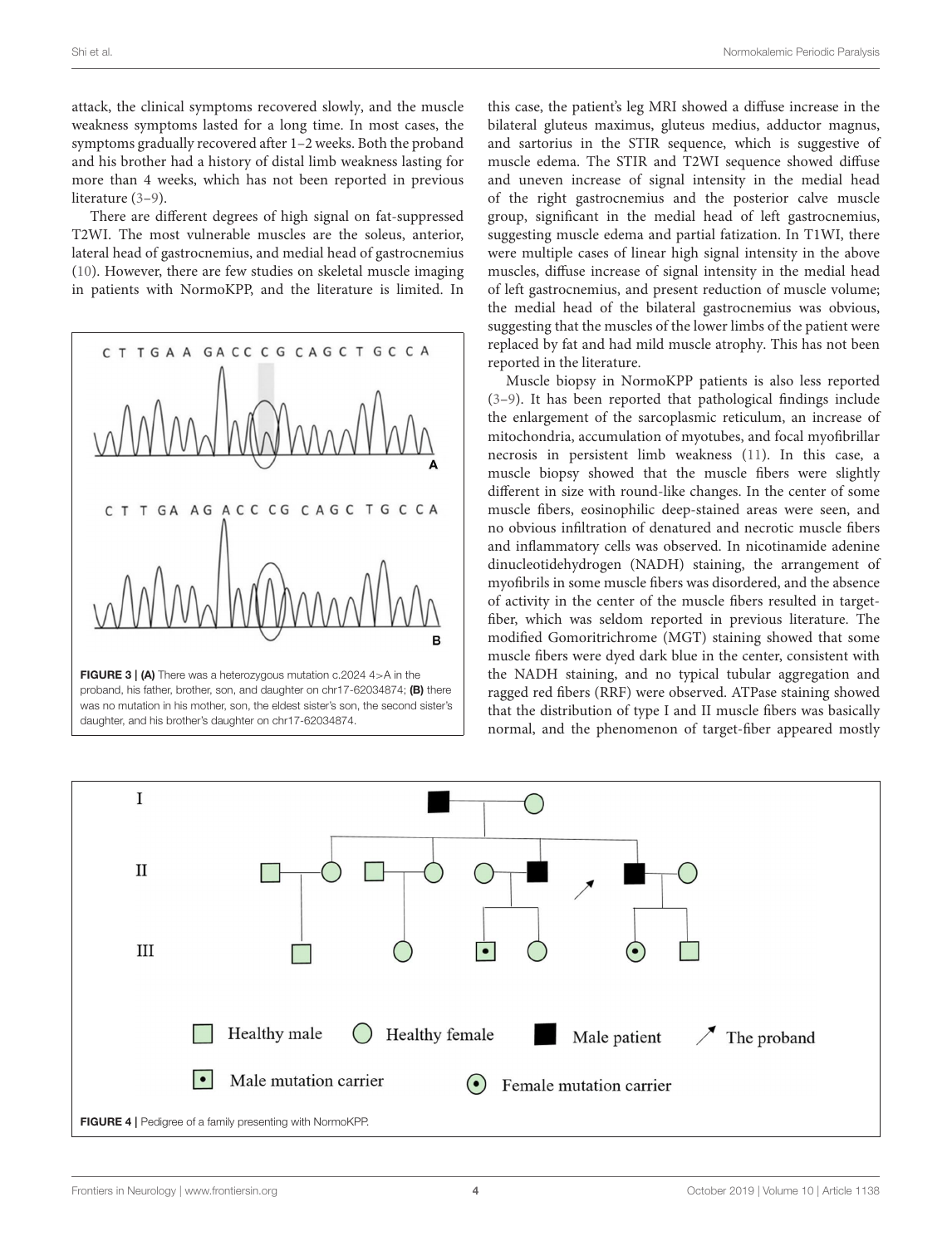attack, the clinical symptoms recovered slowly, and the muscle weakness symptoms lasted for a long time. In most cases, the symptoms gradually recovered after 1–2 weeks. Both the proband and his brother had a history of distal limb weakness lasting for more than 4 weeks, which has not been reported in previous literature (3–9).

There are different degrees of high signal on fat-suppressed T2WI. The most vulnerable muscles are the soleus, anterior, lateral head of gastrocnemius, and medial head of gastrocnemius (10). However, there are few studies on skeletal muscle imaging in patients with NormoKPP, and the literature is limited. In this case, the patient's leg MRI showed a diffuse increase in the bilateral gluteus maximus, gluteus medius, adductor magnus, and sartorius in the STIR sequence, which is suggestive of muscle edema. The STIR and T2WI sequence showed diffuse and uneven increase of signal intensity in the medial head of the right gastrocnemius and the posterior calve muscle group, significant in the medial head of left gastrocnemius, suggesting muscle edema and partial fatization. In T1WI, there were multiple cases of linear high signal intensity in the above muscles, diffuse increase of signal intensity in the medial head of left gastrocnemius, and present reduction of muscle volume; the medial head of the bilateral gastrocnemius was obvious, suggesting that the muscles of the lower limbs of the patient were replaced by fat and had mild muscle atrophy. This has not been reported in the literature.

Muscle biopsy in NormoKPP patients is also less reported (3–9). It has been reported that pathological findings include the enlargement of the sarcoplasmic reticulum, an increase of mitochondria, accumulation of myotubes, and focal myofibrillar necrosis in persistent limb weakness (11). In this case, a muscle biopsy showed that the muscle fibers were slightly different in size with round-like changes. In the center of some muscle fibers, eosinophilic deep-stained areas were seen, and no obvious infiltration of denatured and necrotic muscle fibers and inflammatory cells was observed. In nicotinamide adenine dinucleotidehydrogen (NADH) staining, the arrangement of myofibrils in some muscle fibers was disordered, and the absence of activity in the center of the muscle fibers resulted in target-fiber, which was seldom reported in previous literature. The modified Gomoritrichrome (MGT) staining showed that some muscle fibers were dyed dark blue in the center, consistent with the NADH staining, and no typical tubular aggregation and ragged red fibers (RRF) were observed. ATPase staining showed that the distribution of type I and II muscle fibers was basically normal, and the phenomenon of target-fiber appeared mostly

**FIGURE 3 | (A)** There was a heterozygous mutation c.2024 4>A in the proband, his father, brother, son, and daughter on chr17-62034874; **(B)** there was no mutation in his mother, son, the eldest sister's son, the second sister's daughter, and his brother's daughter on chr17-62034874.

**FIGURE 4 |** Pedigree of a family presenting with NormoKPP.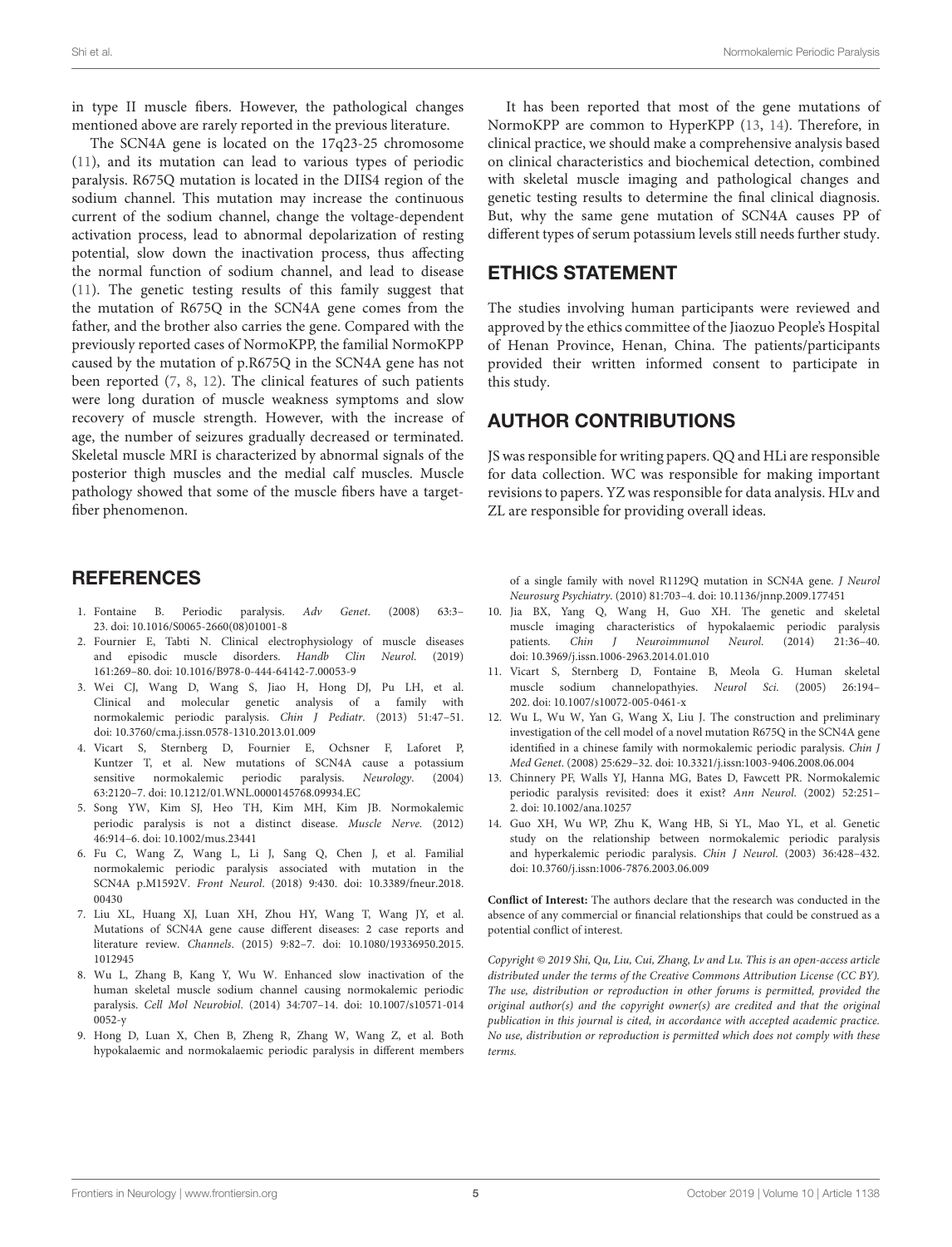in type II muscle fibers. However, the pathological changes mentioned above are rarely reported in the previous literature.

The SCN4A gene is located on the 17q23-25 chromosome (11), and its mutation can lead to various types of periodic paralysis. R675Q mutation is located in the DIIS4 region of the sodium channel. This mutation may increase the continuous current of the sodium channel, change the voltage-dependent activation process, lead to abnormal depolarization of resting potential, slow down the inactivation process, thus affecting the normal function of sodium channel, and lead to disease (11). The genetic testing results of this family suggest that the mutation of R675Q in the SCN4A gene comes from the father, and the brother also carries the gene. Compared with the previously reported cases of NormoKPP, the familial NormoKPP caused by the mutation of p.R675Q in the SCN4A gene has not been reported (7, 8, 12). The clinical features of such patients were long duration of muscle weakness symptoms and slow recovery of muscle strength. However, with the increase of age, the number of seizures gradually decreased or terminated. Skeletal muscle MRI is characterized by abnormal signals of the posterior thigh muscles and the medial calf muscles. Muscle pathology showed that some of the muscle fibers have a target-fiber phenomenon.

It has been reported that most of the gene mutations of NormoKPP are common to HyperKPP (13, 14). Therefore, in clinical practice, we should make a comprehensive analysis based on clinical characteristics and biochemical detection, combined with skeletal muscle imaging and pathological changes and genetic testing results to determine the final clinical diagnosis. But, why the same gene mutation of SCN4A causes PP of different types of serum potassium levels still needs further study.

## ETHICS STATEMENT

The studies involving human participants were reviewed and approved by the ethics committee of the Jiaozuo People's Hospital of Henan Province, Henan, China. The patients/participants provided their written informed consent to participate in this study.

## AUTHOR CONTRIBUTIONS

JS was responsible for writing papers. QQ and HLi are responsible for data collection. WC was responsible for making important revisions to papers. YZ was responsible for data analysis. HLv and ZL are responsible for providing overall ideas.

## REFERENCES

1. Fontaine B. Periodic paralysis. *Adv Genet*. (2008) 63:3–23. doi: 10.1016/S0065-2660(08)01001-8
2. Fournier E, Tabti N. Clinical electrophysiology of muscle diseases and episodic muscle disorders. *Handb Clin Neurol*. (2019) 161:269–80. doi: 10.1016/B978-0-444-64142-7.00053-9
3. Wei CJ, Wang D, Wang S, Jiao H, Hong DJ, Pu LH, et al. Clinical and molecular genetic analysis of a family with normokalemic periodic paralysis. *Chin J Pediatr*. (2013) 51:47–51. doi: 10.3760/cma.j.issn.0578-1310.2013.01.009
4. Vicart S, Sternberg D, Fournier E, Ochsner F, Laforet P, Kuntzer T, et al. New mutations of SCN4A cause a potassium sensitive normokalemic periodic paralysis. *Neurology*. (2004) 63:2120–7. doi: 10.1212/01.WNL.0000145768.09934.EC
5. Song YW, Kim SJ, Heo TH, Kim MH, Kim JB. Normokalemic periodic paralysis is not a distinct disease. *Muscle Nerve*. (2012) 46:914–6. doi: 10.1002/mus.23441
6. Fu C, Wang Z, Wang L, Li J, Sang Q, Chen J, et al. Familial normokalemic periodic paralysis associated with mutation in the SCN4A p.M1592V. *Front Neurol*. (2018) 9:430. doi: 10.3389/fneur.2018.00430
7. Liu XL, Huang XJ, Luan XH, Zhou HY, Wang T, Wang JY, et al. Mutations of SCN4A gene cause different diseases: 2 case reports and literature review. *Channels*. (2015) 9:82–7. doi: 10.1080/19336950.2015.1012945
8. Wu L, Zhang B, Kang Y, Wu W. Enhanced slow inactivation of the human skeletal muscle sodium channel causing normokalemic periodic paralysis. *Cell Mol Neurobiol*. (2014) 34:707–14. doi: 10.1007/s10571-014-0052-y
9. Hong D, Luan X, Chen B, Zheng R, Zhang W, Wang Z, et al. Both hypokalaemic and normokalaemic periodic paralysis in different members of a single family with novel R1129Q mutation in SCN4A gene. *J Neurol Neurosurg Psychiatry*. (2010) 81:703–4. doi: 10.1136/jnnp.2009.177451
10. Jia BX, Yang Q, Wang H, Guo XH. The genetic and skeletal muscle imaging characteristics of hypokalaemic periodic paralysis patients. *Chin J Neuroimmunol Neurol*. (2014) 21:36–40. doi: 10.3969/j.issn.1006-2963.2014.01.010
11. Vicart S, Sternberg D, Fontaine B, Meola G. Human skeletal muscle sodium channelopathyies. *Neurol Sci*. (2005) 26:194–202. doi: 10.1007/s10072-005-0461-x
12. Wu L, Wu W, Yan G, Wang X, Liu J. The construction and preliminary investigation of the cell model of a novel mutation R675Q in the SCN4A gene identified in a chinese family with normokalemic periodic paralysis. *Chin J Med Genet*. (2008) 25:629–32. doi: 10.3321/j.issn:1003-9406.2008.06.004
13. Chinnery PF, Walls YJ, Hanna MG, Bates D, Fawcett PR. Normokalemic periodic paralysis revisited: does it exist? *Ann Neurol*. (2002) 52:251–2. doi: 10.1002/ana.10257
14. Guo XH, Wu WP, Zhu K, Wang HB, Si YL, Mao YL, et al. Genetic study on the relationship between normokalemic periodic paralysis and hyperkalemic periodic paralysis. *Chin J Neurol*. (2003) 36:428–432. doi: 10.3760/j.issn:1006-7876.2003.06.009

**Conflict of Interest:** The authors declare that the research was conducted in the absence of any commercial or financial relationships that could be construed as a potential conflict of interest.

*Copyright © 2019 Shi, Qu, Liu, Cui, Zhang, Lv and Lu. This is an open-access article distributed under the terms of the Creative Commons Attribution License (CC BY). The use, distribution or reproduction in other forums is permitted, provided the original author(s) and the copyright owner(s) are credited and that the original publication in this journal is cited, in accordance with accepted academic practice. No use, distribution or reproduction is permitted which does not comply with these terms.*